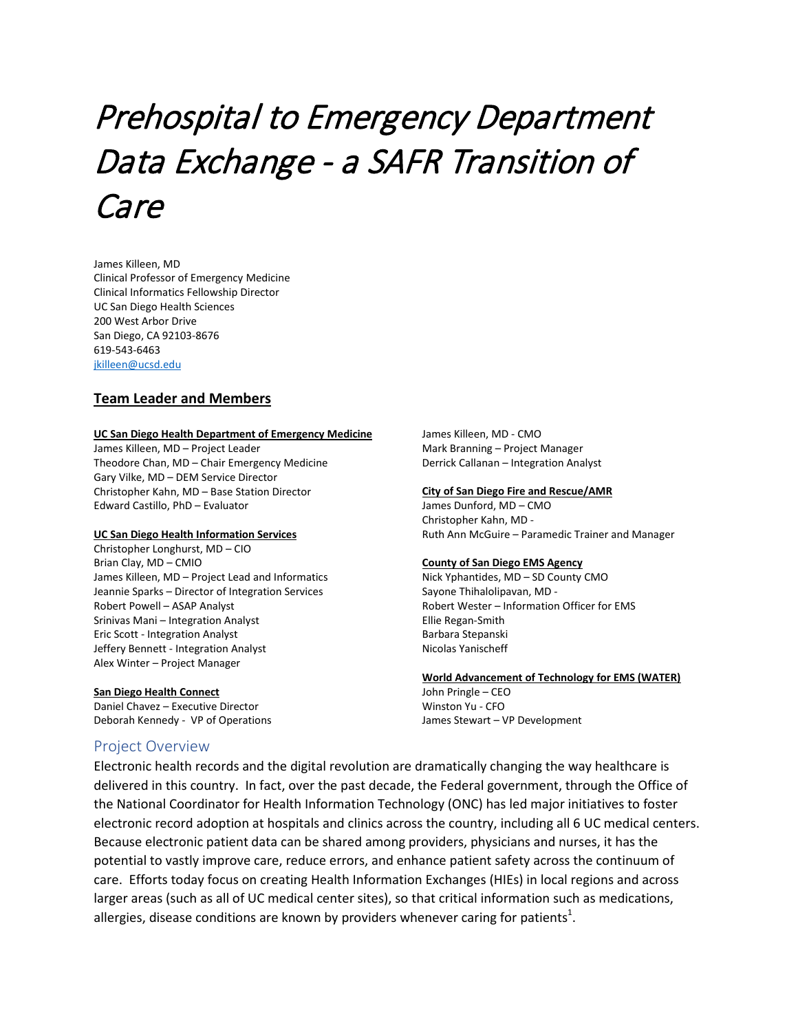# Prehospital to Emergency Department Data Exchange - a SAFR Transition of Care

James Killeen, MD
Clinical Professor of Emergency Medicine
Clinical Informatics Fellowship Director
UC San Diego Health Sciences
200 West Arbor Drive
San Diego, CA 92103-8676
619-543-6463
jkilleen@ucsd.edu

## Team Leader and Members

**UC San Diego Health Department of Emergency Medicine**
James Killeen, MD – Project Leader
Theodore Chan, MD – Chair Emergency Medicine
Gary Vilke, MD – DEM Service Director
Christopher Kahn, MD – Base Station Director
Edward Castillo, PhD – Evaluator

**UC San Diego Health Information Services**
Christopher Longhurst, MD – CIO
Brian Clay, MD – CMIO
James Killeen, MD – Project Lead and Informatics
Jeannie Sparks – Director of Integration Services
Robert Powell – ASAP Analyst
Srinivas Mani – Integration Analyst
Eric Scott - Integration Analyst
Jeffery Bennett - Integration Analyst
Alex Winter – Project Manager

**San Diego Health Connect**
Daniel Chavez – Executive Director
Deborah Kennedy - VP of Operations
James Killeen, MD - CMO
Mark Branning – Project Manager
Derrick Callanan – Integration Analyst

**City of San Diego Fire and Rescue/AMR**
James Dunford, MD – CMO
Christopher Kahn, MD -
Ruth Ann McGuire – Paramedic Trainer and Manager

**County of San Diego EMS Agency**
Nick Yphantides, MD – SD County CMO
Sayone Thihalolipavan, MD -
Robert Wester – Information Officer for EMS
Ellie Regan-Smith
Barbara Stepanski
Nicolas Yanischeff

**World Advancement of Technology for EMS (WATER)**
John Pringle – CEO
Winston Yu - CFO
James Stewart – VP Development

## Project Overview

Electronic health records and the digital revolution are dramatically changing the way healthcare is delivered in this country. In fact, over the past decade, the Federal government, through the Office of the National Coordinator for Health Information Technology (ONC) has led major initiatives to foster electronic record adoption at hospitals and clinics across the country, including all 6 UC medical centers. Because electronic patient data can be shared among providers, physicians and nurses, it has the potential to vastly improve care, reduce errors, and enhance patient safety across the continuum of care. Efforts today focus on creating Health Information Exchanges (HIEs) in local regions and across larger areas (such as all of UC medical center sites), so that critical information such as medications, allergies, disease conditions are known by providers whenever caring for patients[1].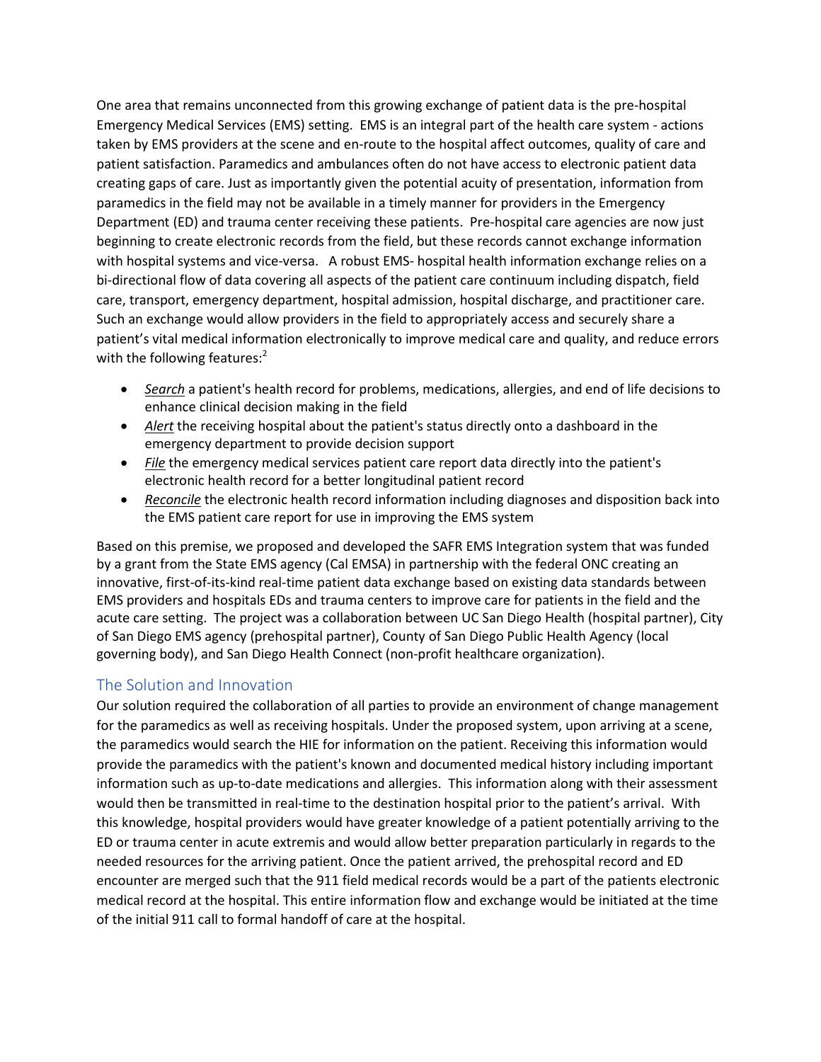One area that remains unconnected from this growing exchange of patient data is the pre-hospital Emergency Medical Services (EMS) setting. EMS is an integral part of the health care system - actions taken by EMS providers at the scene and en-route to the hospital affect outcomes, quality of care and patient satisfaction. Paramedics and ambulances often do not have access to electronic patient data creating gaps of care. Just as importantly given the potential acuity of presentation, information from paramedics in the field may not be available in a timely manner for providers in the Emergency Department (ED) and trauma center receiving these patients. Pre-hospital care agencies are now just beginning to create electronic records from the field, but these records cannot exchange information with hospital systems and vice-versa. A robust EMS- hospital health information exchange relies on a bi-directional flow of data covering all aspects of the patient care continuum including dispatch, field care, transport, emergency department, hospital admission, hospital discharge, and practitioner care. Such an exchange would allow providers in the field to appropriately access and securely share a patient's vital medical information electronically to improve medical care and quality, and reduce errors with the following features:[2]

- *Search* a patient's health record for problems, medications, allergies, and end of life decisions to enhance clinical decision making in the field
- *Alert* the receiving hospital about the patient's status directly onto a dashboard in the emergency department to provide decision support
- *File* the emergency medical services patient care report data directly into the patient's electronic health record for a better longitudinal patient record
- *Reconcile* the electronic health record information including diagnoses and disposition back into the EMS patient care report for use in improving the EMS system

Based on this premise, we proposed and developed the SAFR EMS Integration system that was funded by a grant from the State EMS agency (Cal EMSA) in partnership with the federal ONC creating an innovative, first-of-its-kind real-time patient data exchange based on existing data standards between EMS providers and hospitals EDs and trauma centers to improve care for patients in the field and the acute care setting. The project was a collaboration between UC San Diego Health (hospital partner), City of San Diego EMS agency (prehospital partner), County of San Diego Public Health Agency (local governing body), and San Diego Health Connect (non-profit healthcare organization).

## The Solution and Innovation

Our solution required the collaboration of all parties to provide an environment of change management for the paramedics as well as receiving hospitals. Under the proposed system, upon arriving at a scene, the paramedics would search the HIE for information on the patient. Receiving this information would provide the paramedics with the patient's known and documented medical history including important information such as up-to-date medications and allergies. This information along with their assessment would then be transmitted in real-time to the destination hospital prior to the patient's arrival. With this knowledge, hospital providers would have greater knowledge of a patient potentially arriving to the ED or trauma center in acute extremis and would allow better preparation particularly in regards to the needed resources for the arriving patient. Once the patient arrived, the prehospital record and ED encounter are merged such that the 911 field medical records would be a part of the patients electronic medical record at the hospital. This entire information flow and exchange would be initiated at the time of the initial 911 call to formal handoff of care at the hospital.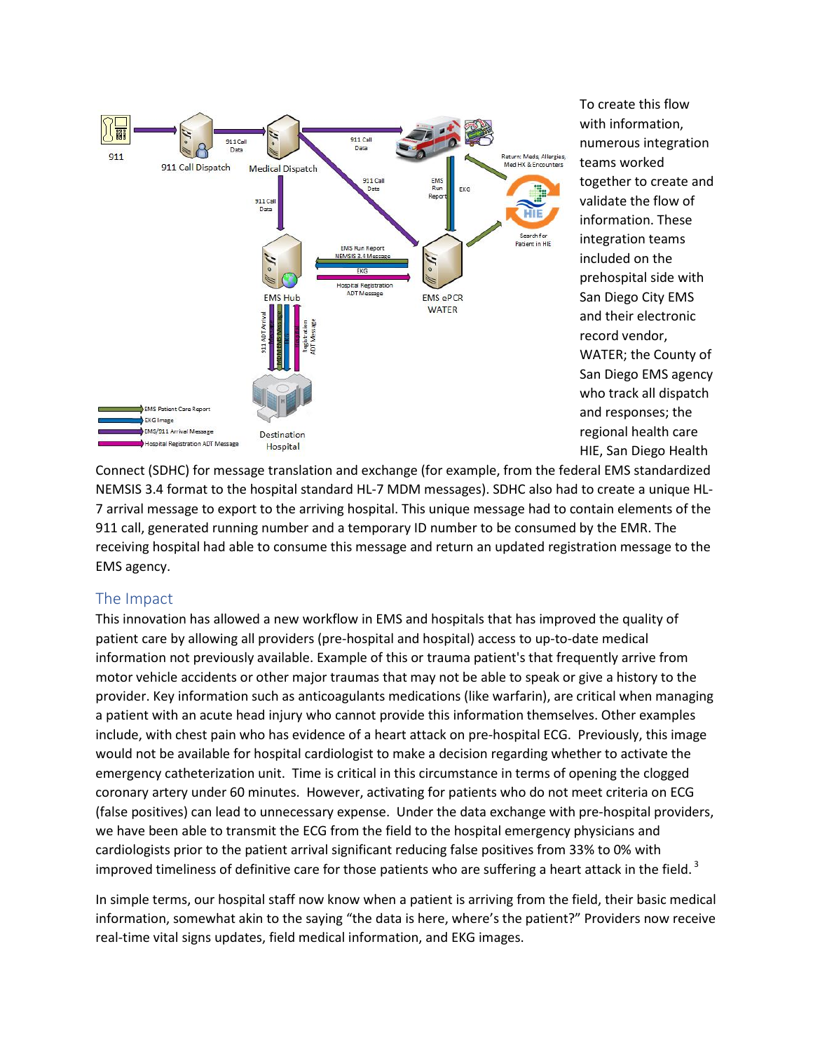To create this flow with information, numerous integration teams worked together to create and validate the flow of information. These integration teams included on the prehospital side with San Diego City EMS and their electronic record vendor, WATER; the County of San Diego EMS agency who track all dispatch and responses; the regional health care HIE, San Diego Health Connect (SDHC) for message translation and exchange (for example, from the federal EMS standardized NEMSIS 3.4 format to the hospital standard HL-7 MDM messages). SDHC also had to create a unique HL-7 arrival message to export to the arriving hospital. This unique message had to contain elements of the 911 call, generated running number and a temporary ID number to be consumed by the EMR. The receiving hospital had able to consume this message and return an updated registration message to the EMS agency.

## The Impact

This innovation has allowed a new workflow in EMS and hospitals that has improved the quality of patient care by allowing all providers (pre-hospital and hospital) access to up-to-date medical information not previously available. Example of this or trauma patient's that frequently arrive from motor vehicle accidents or other major traumas that may not be able to speak or give a history to the provider. Key information such as anticoagulants medications (like warfarin), are critical when managing a patient with an acute head injury who cannot provide this information themselves. Other examples include, with chest pain who has evidence of a heart attack on pre-hospital ECG. Previously, this image would not be available for hospital cardiologist to make a decision regarding whether to activate the emergency catheterization unit. Time is critical in this circumstance in terms of opening the clogged coronary artery under 60 minutes. However, activating for patients who do not meet criteria on ECG (false positives) can lead to unnecessary expense. Under the data exchange with pre-hospital providers, we have been able to transmit the ECG from the field to the hospital emergency physicians and cardiologists prior to the patient arrival significant reducing false positives from 33% to 0% with improved timeliness of definitive care for those patients who are suffering a heart attack in the field. [3]

In simple terms, our hospital staff now know when a patient is arriving from the field, their basic medical information, somewhat akin to the saying "the data is here, where's the patient?" Providers now receive real-time vital signs updates, field medical information, and EKG images.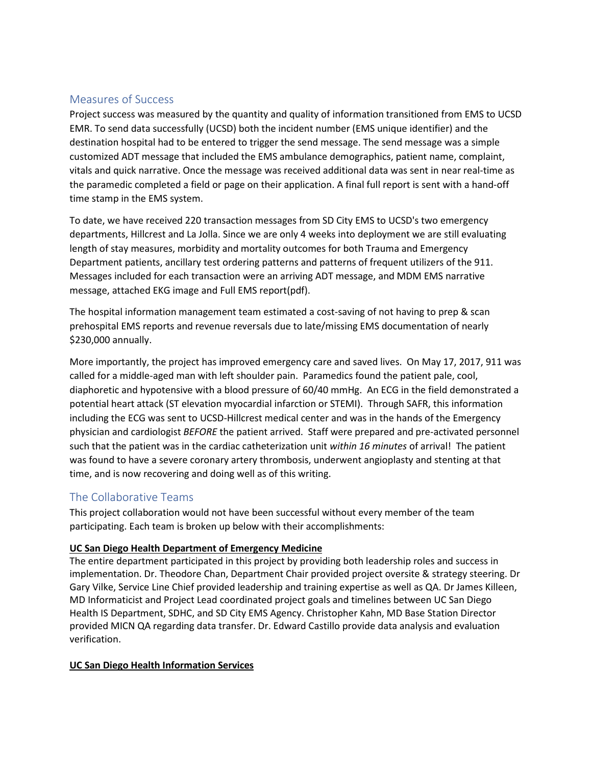## Measures of Success

Project success was measured by the quantity and quality of information transitioned from EMS to UCSD EMR. To send data successfully (UCSD) both the incident number (EMS unique identifier) and the destination hospital had to be entered to trigger the send message. The send message was a simple customized ADT message that included the EMS ambulance demographics, patient name, complaint, vitals and quick narrative. Once the message was received additional data was sent in near real-time as the paramedic completed a field or page on their application. A final full report is sent with a hand-off time stamp in the EMS system.

To date, we have received 220 transaction messages from SD City EMS to UCSD's two emergency departments, Hillcrest and La Jolla. Since we are only 4 weeks into deployment we are still evaluating length of stay measures, morbidity and mortality outcomes for both Trauma and Emergency Department patients, ancillary test ordering patterns and patterns of frequent utilizers of the 911. Messages included for each transaction were an arriving ADT message, and MDM EMS narrative message, attached EKG image and Full EMS report(pdf).

The hospital information management team estimated a cost-saving of not having to prep & scan prehospital EMS reports and revenue reversals due to late/missing EMS documentation of nearly $230,000 annually.

More importantly, the project has improved emergency care and saved lives. On May 17, 2017, 911 was called for a middle-aged man with left shoulder pain. Paramedics found the patient pale, cool, diaphoretic and hypotensive with a blood pressure of 60/40 mmHg. An ECG in the field demonstrated a potential heart attack (ST elevation myocardial infarction or STEMI). Through SAFR, this information including the ECG was sent to UCSD-Hillcrest medical center and was in the hands of the Emergency physician and cardiologist *BEFORE* the patient arrived. Staff were prepared and pre-activated personnel such that the patient was in the cardiac catheterization unit *within 16 minutes* of arrival! The patient was found to have a severe coronary artery thrombosis, underwent angioplasty and stenting at that time, and is now recovering and doing well as of this writing.

## The Collaborative Teams

This project collaboration would not have been successful without every member of the team participating. Each team is broken up below with their accomplishments:

**UC San Diego Health Department of Emergency Medicine**

The entire department participated in this project by providing both leadership roles and success in implementation. Dr. Theodore Chan, Department Chair provided project oversite & strategy steering. Dr Gary Vilke, Service Line Chief provided leadership and training expertise as well as QA. Dr James Killeen, MD Informaticist and Project Lead coordinated project goals and timelines between UC San Diego Health IS Department, SDHC, and SD City EMS Agency. Christopher Kahn, MD Base Station Director provided MICN QA regarding data transfer. Dr. Edward Castillo provide data analysis and evaluation verification.

**UC San Diego Health Information Services**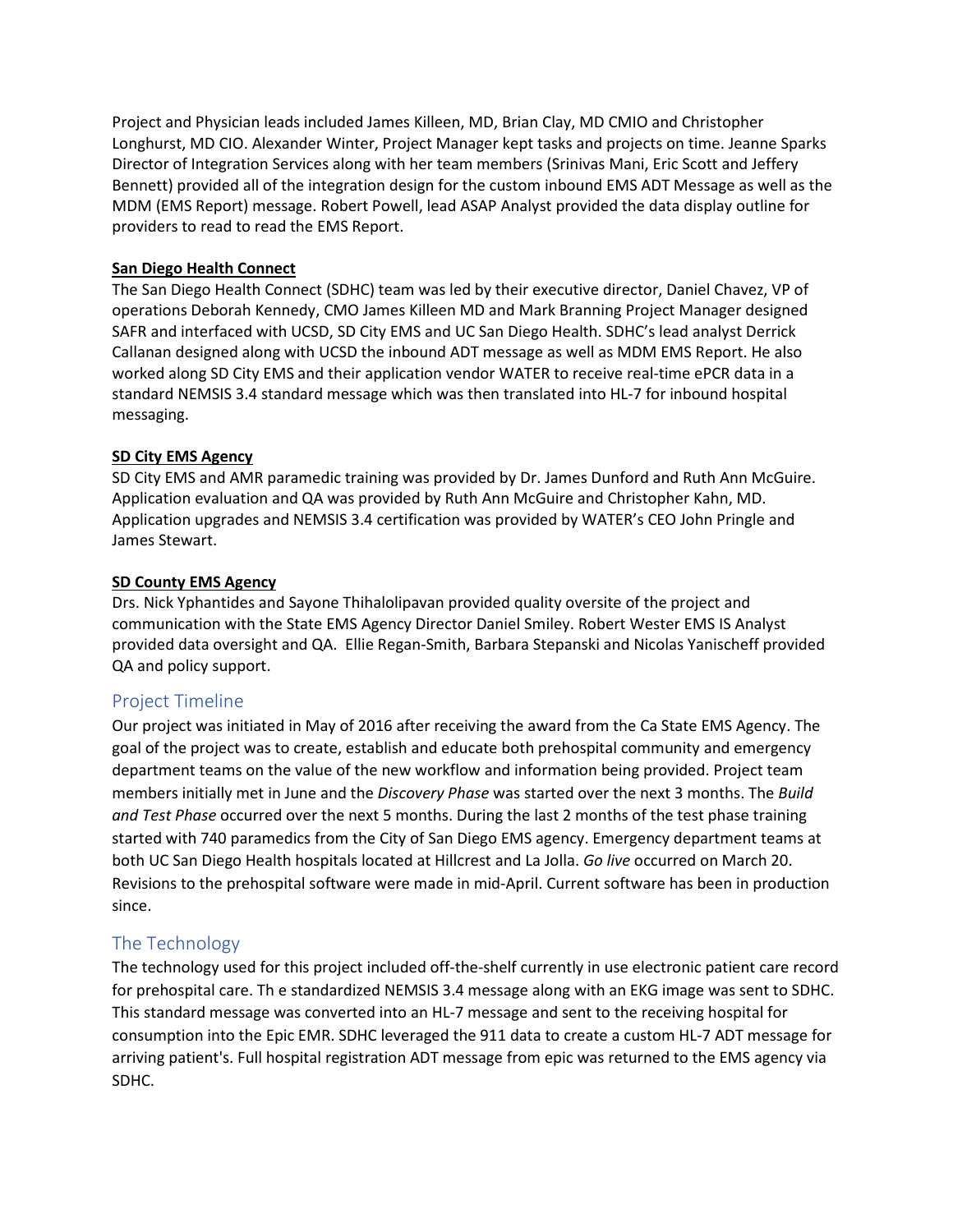Project and Physician leads included James Killeen, MD, Brian Clay, MD CMIO and Christopher Longhurst, MD CIO. Alexander Winter, Project Manager kept tasks and projects on time. Jeanne Sparks Director of Integration Services along with her team members (Srinivas Mani, Eric Scott and Jeffery Bennett) provided all of the integration design for the custom inbound EMS ADT Message as well as the MDM (EMS Report) message. Robert Powell, lead ASAP Analyst provided the data display outline for providers to read to read the EMS Report.

**San Diego Health Connect**

The San Diego Health Connect (SDHC) team was led by their executive director, Daniel Chavez, VP of operations Deborah Kennedy, CMO James Killeen MD and Mark Branning Project Manager designed SAFR and interfaced with UCSD, SD City EMS and UC San Diego Health. SDHC's lead analyst Derrick Callanan designed along with UCSD the inbound ADT message as well as MDM EMS Report. He also worked along SD City EMS and their application vendor WATER to receive real-time ePCR data in a standard NEMSIS 3.4 standard message which was then translated into HL-7 for inbound hospital messaging.

**SD City EMS Agency**

SD City EMS and AMR paramedic training was provided by Dr. James Dunford and Ruth Ann McGuire. Application evaluation and QA was provided by Ruth Ann McGuire and Christopher Kahn, MD. Application upgrades and NEMSIS 3.4 certification was provided by WATER's CEO John Pringle and James Stewart.

**SD County EMS Agency**

Drs. Nick Yphantides and Sayone Thihalolipavan provided quality oversite of the project and communication with the State EMS Agency Director Daniel Smiley. Robert Wester EMS IS Analyst provided data oversight and QA. Ellie Regan-Smith, Barbara Stepanski and Nicolas Yanischeff provided QA and policy support.

## Project Timeline

Our project was initiated in May of 2016 after receiving the award from the Ca State EMS Agency. The goal of the project was to create, establish and educate both prehospital community and emergency department teams on the value of the new workflow and information being provided. Project team members initially met in June and the *Discovery Phase* was started over the next 3 months. The *Build and Test Phase* occurred over the next 5 months. During the last 2 months of the test phase training started with 740 paramedics from the City of San Diego EMS agency. Emergency department teams at both UC San Diego Health hospitals located at Hillcrest and La Jolla. *Go live* occurred on March 20. Revisions to the prehospital software were made in mid-April. Current software has been in production since.

## The Technology

The technology used for this project included off-the-shelf currently in use electronic patient care record for prehospital care. Th e standardized NEMSIS 3.4 message along with an EKG image was sent to SDHC. This standard message was converted into an HL-7 message and sent to the receiving hospital for consumption into the Epic EMR. SDHC leveraged the 911 data to create a custom HL-7 ADT message for arriving patient's. Full hospital registration ADT message from epic was returned to the EMS agency via SDHC.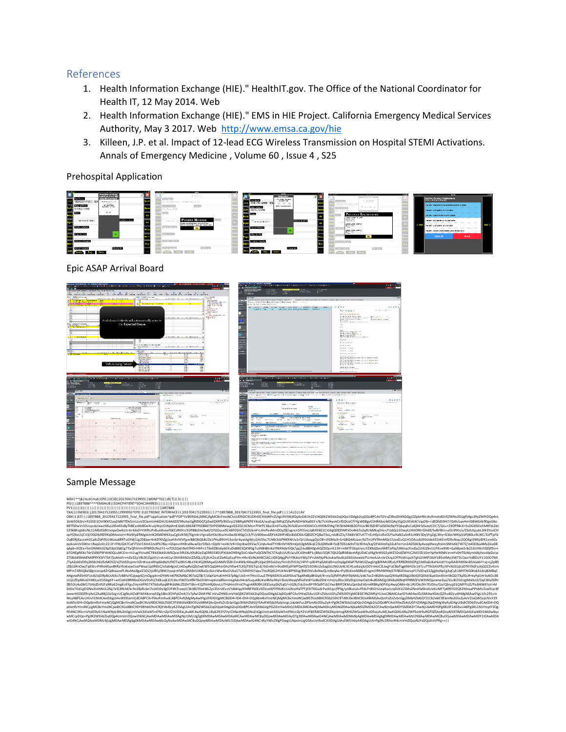## References

1. Health Information Exchange (HIE)." HealthIT.gov. The Office of the National Coordinator for Health IT, 12 May 2014. Web
2. Health Information Exchange (HIE)." EMS in HIE Project. California Emergency Medical Services Authority, May 3 2017. Web http://www.emsa.ca.gov/hie
3. Killeen, J.P. et al. Impact of 12-lead ECG Wireless Transmission on Hospital STEMI Activations. Annals of Emergency Medicine , Volume 60 , Issue 4 , S25

### Prehospital Application

### Epic ASAP Arrival Board

### Sample Message

```
MSH|^~\&|Hub|Hub|EPIC|UCSD|20170417123955||MDM^T02|18|T|2.3|||||
PID|||1897888^^^^EMSHUB||SDHCPATIENT^SDHCSHARED|||||||||||||||||||||Y
PV1|||||||||||||||||||||||||||||||||||||||||||||||||||1897888
TXA|1|EMS03||20170417123955|2999992^EPIC ELECTRONIC INTERFACE|||20170417123955|||^^1897888_20170417123955_final_file.pdf||||||AU|U|AV
OBX|1|ED|||1897888_20170417123955_final_file.pdf^application^pdf^PDF^JVBERi0xLjMNCjEgMCBvYmoNCisvUERGIC9UZXh0IC9JbWFnZUIgL0ltYWdlQyAvSW1hZ2VJXQ0KZW5kb2JqDQo1IDAgb2JqDQo8PCAvTGVuZ3RoIDI4NDQgL0ZpbHRlciAvRmxhdGVEZWNvZGUgPj4gc3RyZWFtDQp4nL...
```